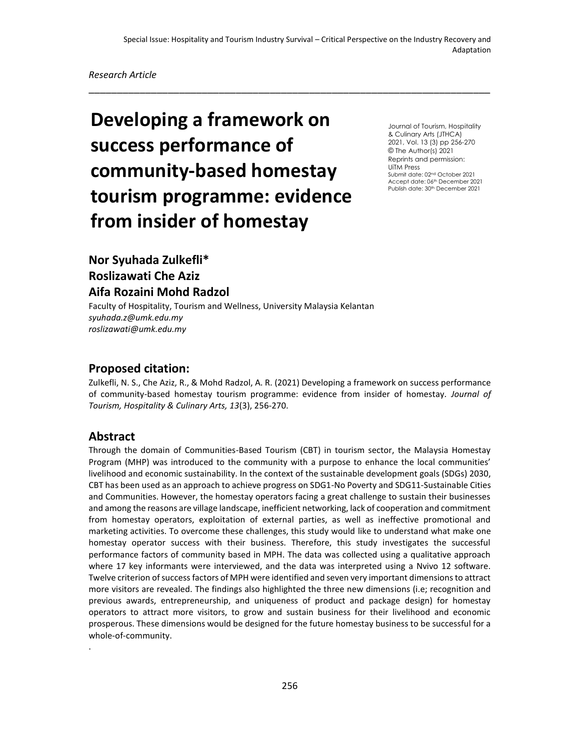*Research Article*

# Developing a framework on success performance of community-based homestay tourism programme: evidence from insider of homestay

Journal of Tourism, Hospitality & Culinary Arts (JTHCA)
2021, Vol. 13 (3) pp 256-270
© The Author(s) 2021
Reprints and permission:
UiTM Press
Submit date: 02nd October 2021
Accept date: 06th December 2021
Publish date: 30th December 2021

**Nor Syuhada Zulkefli\***
**Roslizawati Che Aziz**
**Aifa Rozaini Mohd Radzol**

Faculty of Hospitality, Tourism and Wellness, University Malaysia Kelantan
*syuhada.z@umk.edu.my*
*roslizawati@umk.edu.my*

## Proposed citation:

Zulkefli, N. S., Che Aziz, R., & Mohd Radzol, A. R. (2021) Developing a framework on success performance of community-based homestay tourism programme: evidence from insider of homestay. *Journal of Tourism, Hospitality & Culinary Arts, 13*(3), 256-270.

## Abstract

Through the domain of Communities-Based Tourism (CBT) in tourism sector, the Malaysia Homestay Program (MHP) was introduced to the community with a purpose to enhance the local communities' livelihood and economic sustainability. In the context of the sustainable development goals (SDGs) 2030, CBT has been used as an approach to achieve progress on SDG1-No Poverty and SDG11-Sustainable Cities and Communities. However, the homestay operators facing a great challenge to sustain their businesses and among the reasons are village landscape, inefficient networking, lack of cooperation and commitment from homestay operators, exploitation of external parties, as well as ineffective promotional and marketing activities. To overcome these challenges, this study would like to understand what make one homestay operator success with their business. Therefore, this study investigates the successful performance factors of community based in MPH. The data was collected using a qualitative approach where 17 key informants were interviewed, and the data was interpreted using a Nvivo 12 software. Twelve criterion of success factors of MPH were identified and seven very important dimensions to attract more visitors are revealed. The findings also highlighted the three new dimensions (i.e; recognition and previous awards, entrepreneurship, and uniqueness of product and package design) for homestay operators to attract more visitors, to grow and sustain business for their livelihood and economic prosperous. These dimensions would be designed for the future homestay business to be successful for a whole-of-community.

.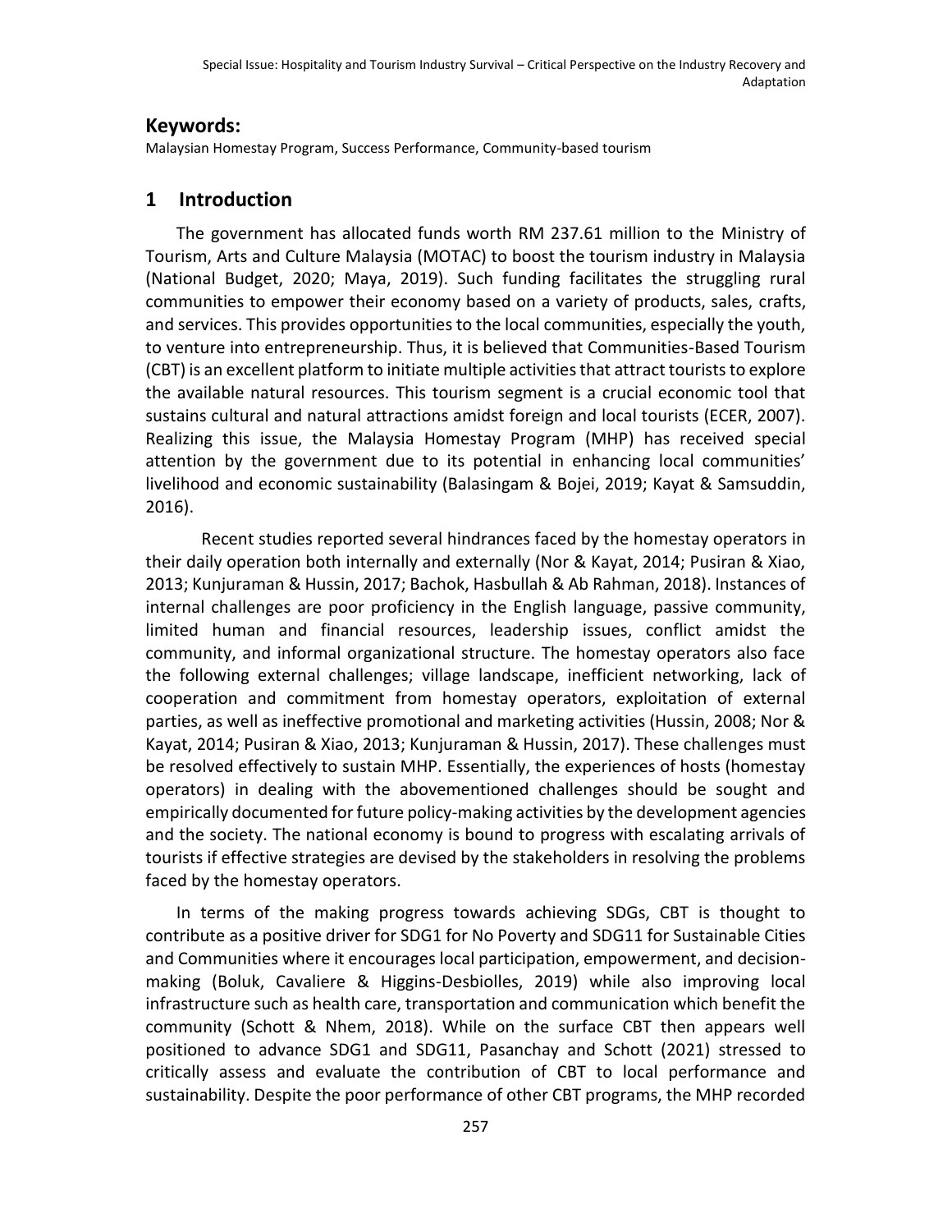## Keywords:

Malaysian Homestay Program, Success Performance, Community-based tourism

## 1 Introduction

The government has allocated funds worth RM 237.61 million to the Ministry of Tourism, Arts and Culture Malaysia (MOTAC) to boost the tourism industry in Malaysia (National Budget, 2020; Maya, 2019). Such funding facilitates the struggling rural communities to empower their economy based on a variety of products, sales, crafts, and services. This provides opportunities to the local communities, especially the youth, to venture into entrepreneurship. Thus, it is believed that Communities-Based Tourism (CBT) is an excellent platform to initiate multiple activities that attract tourists to explore the available natural resources. This tourism segment is a crucial economic tool that sustains cultural and natural attractions amidst foreign and local tourists (ECER, 2007). Realizing this issue, the Malaysia Homestay Program (MHP) has received special attention by the government due to its potential in enhancing local communities' livelihood and economic sustainability (Balasingam & Bojei, 2019; Kayat & Samsuddin, 2016).

Recent studies reported several hindrances faced by the homestay operators in their daily operation both internally and externally (Nor & Kayat, 2014; Pusiran & Xiao, 2013; Kunjuraman & Hussin, 2017; Bachok, Hasbullah & Ab Rahman, 2018). Instances of internal challenges are poor proficiency in the English language, passive community, limited human and financial resources, leadership issues, conflict amidst the community, and informal organizational structure. The homestay operators also face the following external challenges; village landscape, inefficient networking, lack of cooperation and commitment from homestay operators, exploitation of external parties, as well as ineffective promotional and marketing activities (Hussin, 2008; Nor & Kayat, 2014; Pusiran & Xiao, 2013; Kunjuraman & Hussin, 2017). These challenges must be resolved effectively to sustain MHP. Essentially, the experiences of hosts (homestay operators) in dealing with the abovementioned challenges should be sought and empirically documented for future policy-making activities by the development agencies and the society. The national economy is bound to progress with escalating arrivals of tourists if effective strategies are devised by the stakeholders in resolving the problems faced by the homestay operators.

In terms of the making progress towards achieving SDGs, CBT is thought to contribute as a positive driver for SDG1 for No Poverty and SDG11 for Sustainable Cities and Communities where it encourages local participation, empowerment, and decision-making (Boluk, Cavaliere & Higgins-Desbiolles, 2019) while also improving local infrastructure such as health care, transportation and communication which benefit the community (Schott & Nhem, 2018). While on the surface CBT then appears well positioned to advance SDG1 and SDG11, Pasanchay and Schott (2021) stressed to critically assess and evaluate the contribution of CBT to local performance and sustainability. Despite the poor performance of other CBT programs, the MHP recorded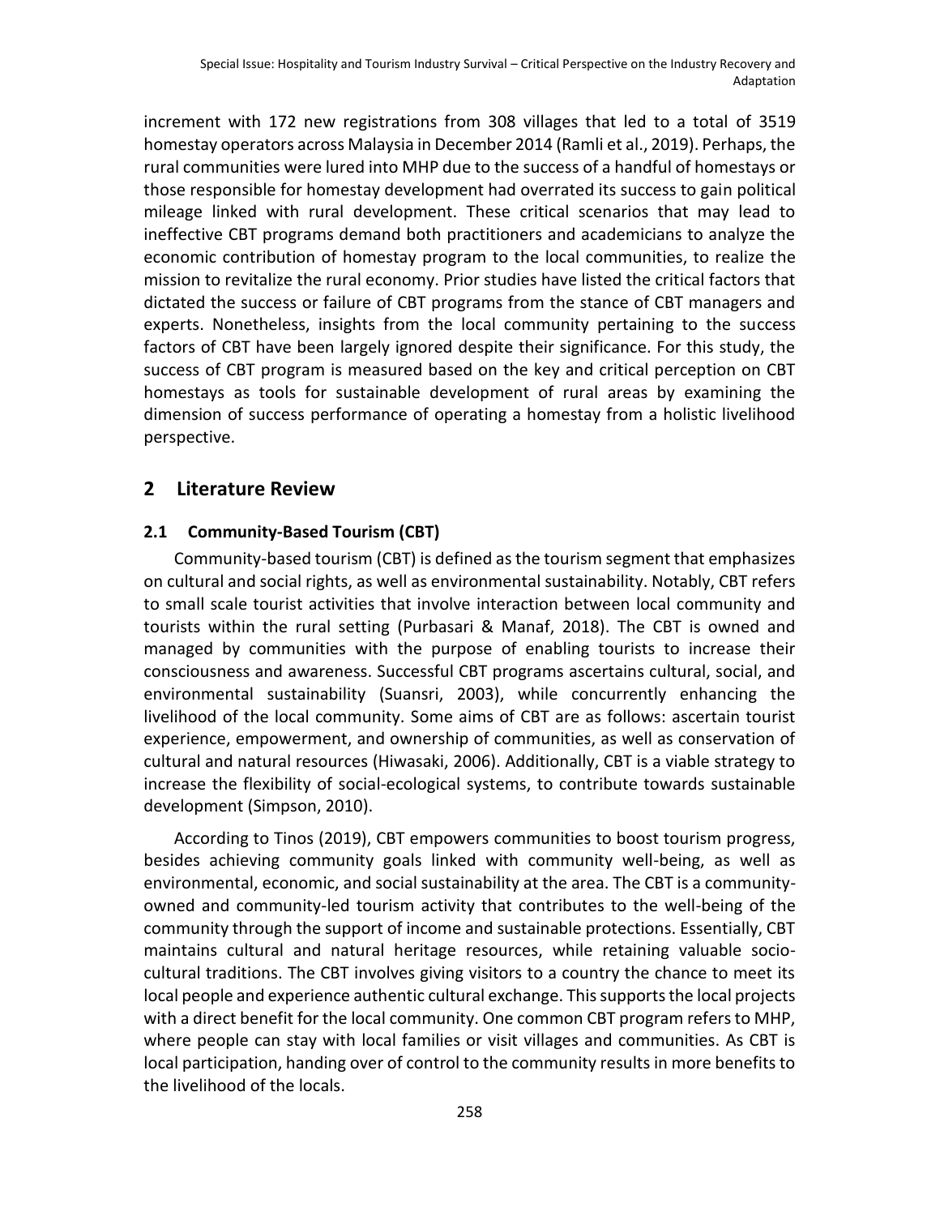increment with 172 new registrations from 308 villages that led to a total of 3519 homestay operators across Malaysia in December 2014 (Ramli et al., 2019). Perhaps, the rural communities were lured into MHP due to the success of a handful of homestays or those responsible for homestay development had overrated its success to gain political mileage linked with rural development. These critical scenarios that may lead to ineffective CBT programs demand both practitioners and academicians to analyze the economic contribution of homestay program to the local communities, to realize the mission to revitalize the rural economy. Prior studies have listed the critical factors that dictated the success or failure of CBT programs from the stance of CBT managers and experts. Nonetheless, insights from the local community pertaining to the success factors of CBT have been largely ignored despite their significance. For this study, the success of CBT program is measured based on the key and critical perception on CBT homestays as tools for sustainable development of rural areas by examining the dimension of success performance of operating a homestay from a holistic livelihood perspective.

## 2 Literature Review

### 2.1 Community-Based Tourism (CBT)

Community-based tourism (CBT) is defined as the tourism segment that emphasizes on cultural and social rights, as well as environmental sustainability. Notably, CBT refers to small scale tourist activities that involve interaction between local community and tourists within the rural setting (Purbasari & Manaf, 2018). The CBT is owned and managed by communities with the purpose of enabling tourists to increase their consciousness and awareness. Successful CBT programs ascertains cultural, social, and environmental sustainability (Suansri, 2003), while concurrently enhancing the livelihood of the local community. Some aims of CBT are as follows: ascertain tourist experience, empowerment, and ownership of communities, as well as conservation of cultural and natural resources (Hiwasaki, 2006). Additionally, CBT is a viable strategy to increase the flexibility of social-ecological systems, to contribute towards sustainable development (Simpson, 2010).

According to Tinos (2019), CBT empowers communities to boost tourism progress, besides achieving community goals linked with community well-being, as well as environmental, economic, and social sustainability at the area. The CBT is a community-owned and community-led tourism activity that contributes to the well-being of the community through the support of income and sustainable protections. Essentially, CBT maintains cultural and natural heritage resources, while retaining valuable socio-cultural traditions. The CBT involves giving visitors to a country the chance to meet its local people and experience authentic cultural exchange. This supports the local projects with a direct benefit for the local community. One common CBT program refers to MHP, where people can stay with local families or visit villages and communities. As CBT is local participation, handing over of control to the community results in more benefits to the livelihood of the locals.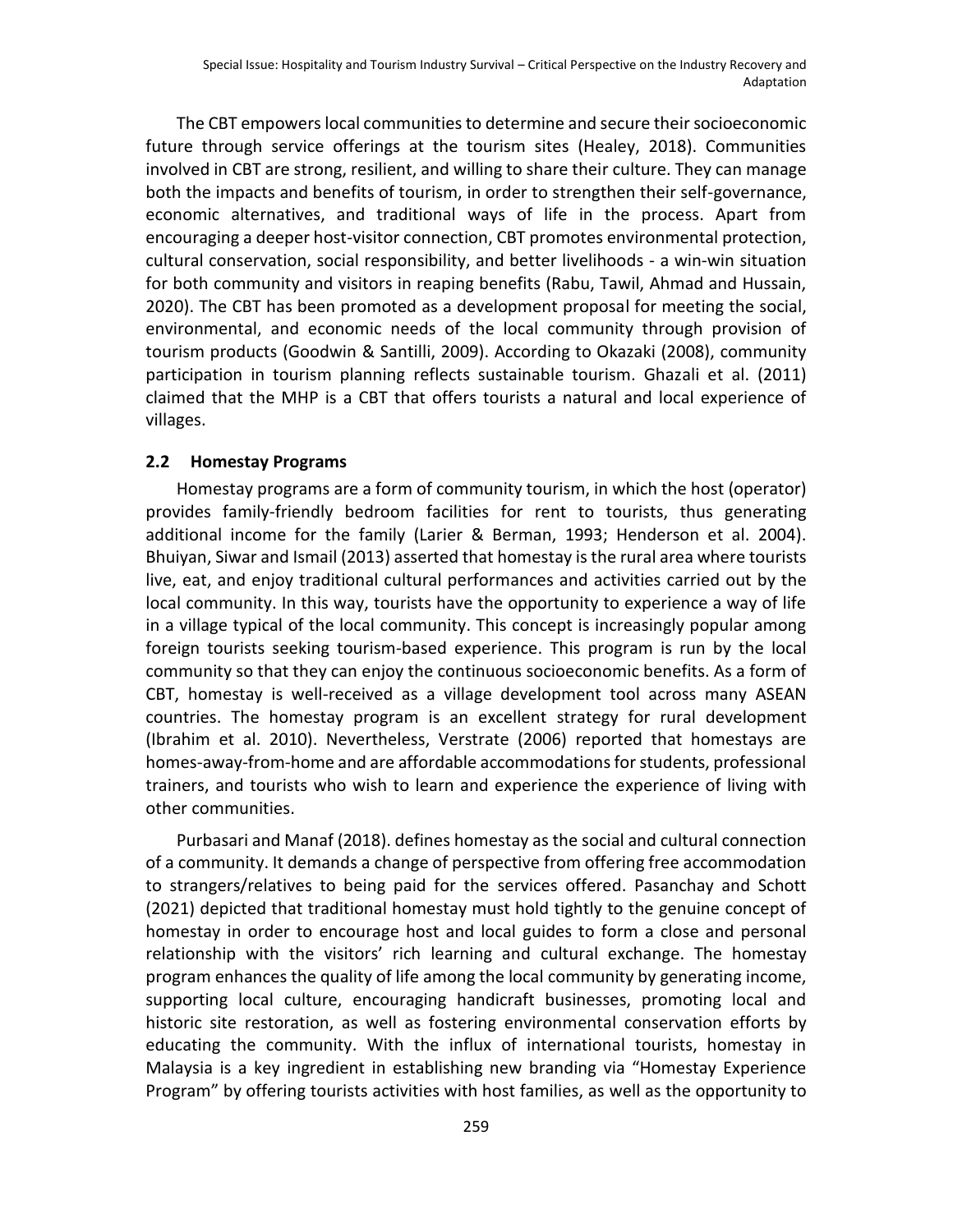The CBT empowers local communities to determine and secure their socioeconomic future through service offerings at the tourism sites (Healey, 2018). Communities involved in CBT are strong, resilient, and willing to share their culture. They can manage both the impacts and benefits of tourism, in order to strengthen their self-governance, economic alternatives, and traditional ways of life in the process. Apart from encouraging a deeper host-visitor connection, CBT promotes environmental protection, cultural conservation, social responsibility, and better livelihoods - a win-win situation for both community and visitors in reaping benefits (Rabu, Tawil, Ahmad and Hussain, 2020). The CBT has been promoted as a development proposal for meeting the social, environmental, and economic needs of the local community through provision of tourism products (Goodwin & Santilli, 2009). According to Okazaki (2008), community participation in tourism planning reflects sustainable tourism. Ghazali et al. (2011) claimed that the MHP is a CBT that offers tourists a natural and local experience of villages.

### 2.2 Homestay Programs

Homestay programs are a form of community tourism, in which the host (operator) provides family-friendly bedroom facilities for rent to tourists, thus generating additional income for the family (Larier & Berman, 1993; Henderson et al. 2004). Bhuiyan, Siwar and Ismail (2013) asserted that homestay is the rural area where tourists live, eat, and enjoy traditional cultural performances and activities carried out by the local community. In this way, tourists have the opportunity to experience a way of life in a village typical of the local community. This concept is increasingly popular among foreign tourists seeking tourism-based experience. This program is run by the local community so that they can enjoy the continuous socioeconomic benefits. As a form of CBT, homestay is well-received as a village development tool across many ASEAN countries. The homestay program is an excellent strategy for rural development (Ibrahim et al. 2010). Nevertheless, Verstrate (2006) reported that homestays are homes-away-from-home and are affordable accommodations for students, professional trainers, and tourists who wish to learn and experience the experience of living with other communities.

Purbasari and Manaf (2018). defines homestay as the social and cultural connection of a community. It demands a change of perspective from offering free accommodation to strangers/relatives to being paid for the services offered. Pasanchay and Schott (2021) depicted that traditional homestay must hold tightly to the genuine concept of homestay in order to encourage host and local guides to form a close and personal relationship with the visitors' rich learning and cultural exchange. The homestay program enhances the quality of life among the local community by generating income, supporting local culture, encouraging handicraft businesses, promoting local and historic site restoration, as well as fostering environmental conservation efforts by educating the community. With the influx of international tourists, homestay in Malaysia is a key ingredient in establishing new branding via "Homestay Experience Program" by offering tourists activities with host families, as well as the opportunity to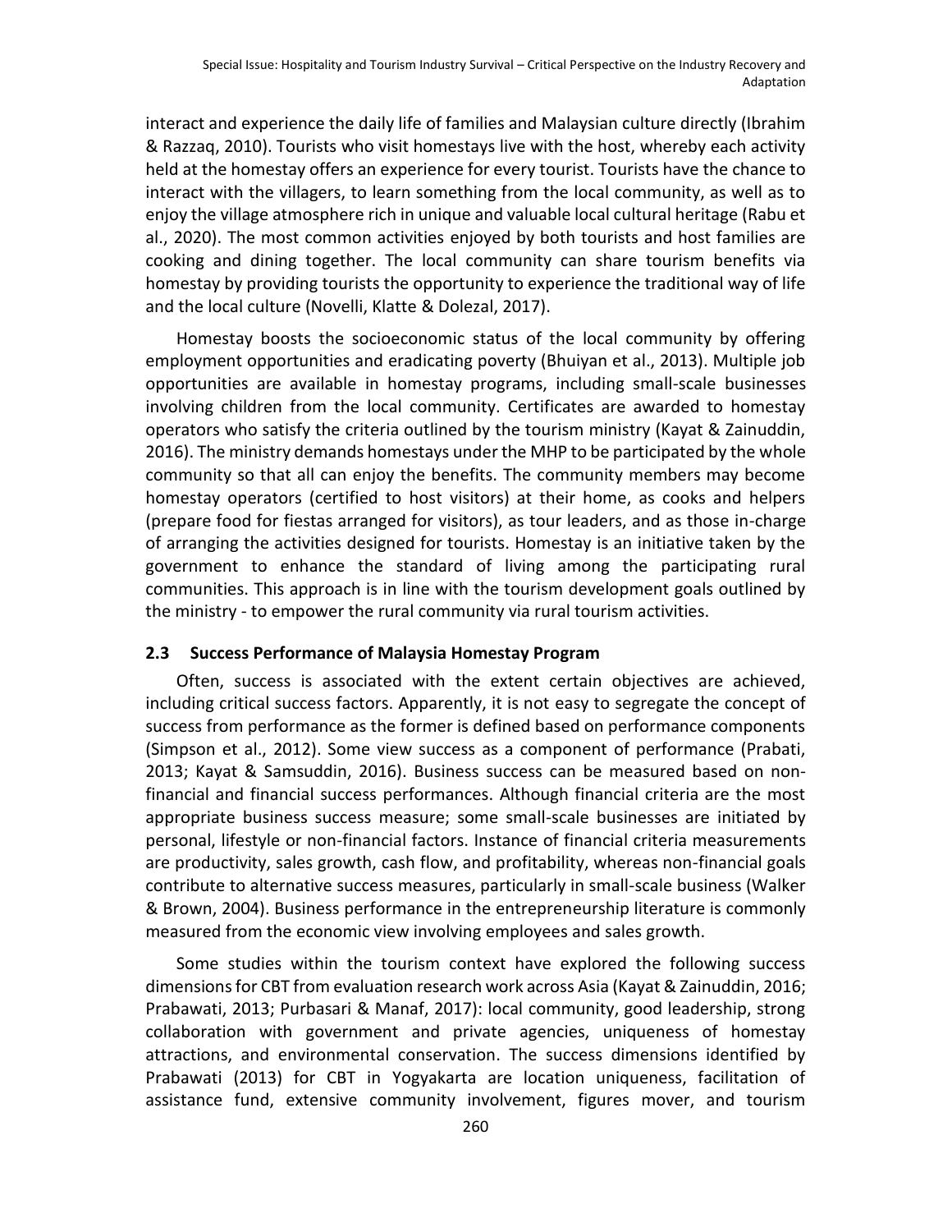interact and experience the daily life of families and Malaysian culture directly (Ibrahim & Razzaq, 2010). Tourists who visit homestays live with the host, whereby each activity held at the homestay offers an experience for every tourist. Tourists have the chance to interact with the villagers, to learn something from the local community, as well as to enjoy the village atmosphere rich in unique and valuable local cultural heritage (Rabu et al., 2020). The most common activities enjoyed by both tourists and host families are cooking and dining together. The local community can share tourism benefits via homestay by providing tourists the opportunity to experience the traditional way of life and the local culture (Novelli, Klatte & Dolezal, 2017).

Homestay boosts the socioeconomic status of the local community by offering employment opportunities and eradicating poverty (Bhuiyan et al., 2013). Multiple job opportunities are available in homestay programs, including small-scale businesses involving children from the local community. Certificates are awarded to homestay operators who satisfy the criteria outlined by the tourism ministry (Kayat & Zainuddin, 2016). The ministry demands homestays under the MHP to be participated by the whole community so that all can enjoy the benefits. The community members may become homestay operators (certified to host visitors) at their home, as cooks and helpers (prepare food for fiestas arranged for visitors), as tour leaders, and as those in-charge of arranging the activities designed for tourists. Homestay is an initiative taken by the government to enhance the standard of living among the participating rural communities. This approach is in line with the tourism development goals outlined by the ministry - to empower the rural community via rural tourism activities.

### 2.3 Success Performance of Malaysia Homestay Program

Often, success is associated with the extent certain objectives are achieved, including critical success factors. Apparently, it is not easy to segregate the concept of success from performance as the former is defined based on performance components (Simpson et al., 2012). Some view success as a component of performance (Prabati, 2013; Kayat & Samsuddin, 2016). Business success can be measured based on non-financial and financial success performances. Although financial criteria are the most appropriate business success measure; some small-scale businesses are initiated by personal, lifestyle or non-financial factors. Instance of financial criteria measurements are productivity, sales growth, cash flow, and profitability, whereas non-financial goals contribute to alternative success measures, particularly in small-scale business (Walker & Brown, 2004). Business performance in the entrepreneurship literature is commonly measured from the economic view involving employees and sales growth.

Some studies within the tourism context have explored the following success dimensions for CBT from evaluation research work across Asia (Kayat & Zainuddin, 2016; Prabawati, 2013; Purbasari & Manaf, 2017): local community, good leadership, strong collaboration with government and private agencies, uniqueness of homestay attractions, and environmental conservation. The success dimensions identified by Prabawati (2013) for CBT in Yogyakarta are location uniqueness, facilitation of assistance fund, extensive community involvement, figures mover, and tourism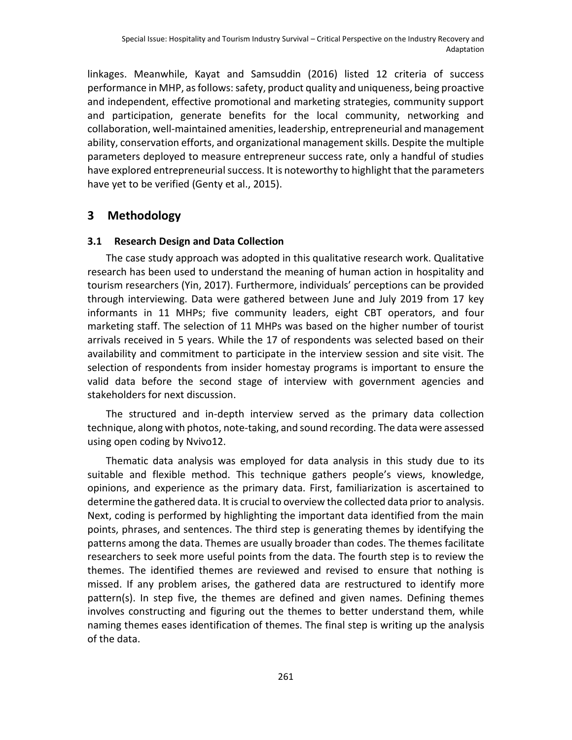linkages. Meanwhile, Kayat and Samsuddin (2016) listed 12 criteria of success performance in MHP, as follows: safety, product quality and uniqueness, being proactive and independent, effective promotional and marketing strategies, community support and participation, generate benefits for the local community, networking and collaboration, well-maintained amenities, leadership, entrepreneurial and management ability, conservation efforts, and organizational management skills. Despite the multiple parameters deployed to measure entrepreneur success rate, only a handful of studies have explored entrepreneurial success. It is noteworthy to highlight that the parameters have yet to be verified (Genty et al., 2015).

## 3 Methodology

### 3.1 Research Design and Data Collection

The case study approach was adopted in this qualitative research work. Qualitative research has been used to understand the meaning of human action in hospitality and tourism researchers (Yin, 2017). Furthermore, individuals' perceptions can be provided through interviewing. Data were gathered between June and July 2019 from 17 key informants in 11 MHPs; five community leaders, eight CBT operators, and four marketing staff. The selection of 11 MHPs was based on the higher number of tourist arrivals received in 5 years. While the 17 of respondents was selected based on their availability and commitment to participate in the interview session and site visit. The selection of respondents from insider homestay programs is important to ensure the valid data before the second stage of interview with government agencies and stakeholders for next discussion.

The structured and in-depth interview served as the primary data collection technique, along with photos, note-taking, and sound recording. The data were assessed using open coding by Nvivo12.

Thematic data analysis was employed for data analysis in this study due to its suitable and flexible method. This technique gathers people's views, knowledge, opinions, and experience as the primary data. First, familiarization is ascertained to determine the gathered data. It is crucial to overview the collected data prior to analysis. Next, coding is performed by highlighting the important data identified from the main points, phrases, and sentences. The third step is generating themes by identifying the patterns among the data. Themes are usually broader than codes. The themes facilitate researchers to seek more useful points from the data. The fourth step is to review the themes. The identified themes are reviewed and revised to ensure that nothing is missed. If any problem arises, the gathered data are restructured to identify more pattern(s). In step five, the themes are defined and given names. Defining themes involves constructing and figuring out the themes to better understand them, while naming themes eases identification of themes. The final step is writing up the analysis of the data.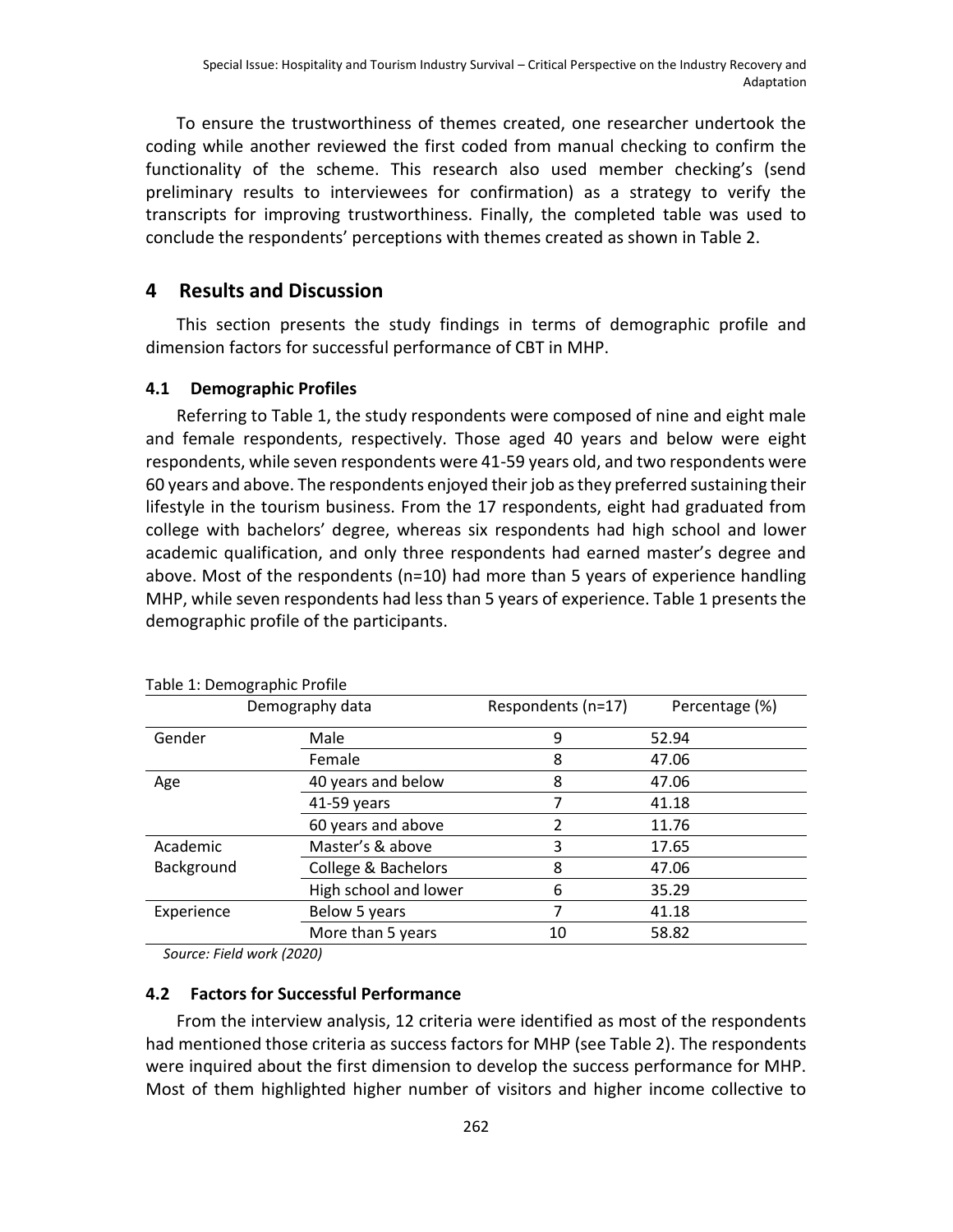To ensure the trustworthiness of themes created, one researcher undertook the coding while another reviewed the first coded from manual checking to confirm the functionality of the scheme. This research also used member checking's (send preliminary results to interviewees for confirmation) as a strategy to verify the transcripts for improving trustworthiness. Finally, the completed table was used to conclude the respondents' perceptions with themes created as shown in Table 2.

## 4 Results and Discussion

This section presents the study findings in terms of demographic profile and dimension factors for successful performance of CBT in MHP.

### 4.1 Demographic Profiles

Referring to Table 1, the study respondents were composed of nine and eight male and female respondents, respectively. Those aged 40 years and below were eight respondents, while seven respondents were 41-59 years old, and two respondents were 60 years and above. The respondents enjoyed their job as they preferred sustaining their lifestyle in the tourism business. From the 17 respondents, eight had graduated from college with bachelors' degree, whereas six respondents had high school and lower academic qualification, and only three respondents had earned master's degree and above. Most of the respondents (n=10) had more than 5 years of experience handling MHP, while seven respondents had less than 5 years of experience. Table 1 presents the demographic profile of the participants.

Table 1: Demographic Profile

| Demography data | | Respondents (n=17) | Percentage (%) |
|---|---|---|---|
| Gender | Male | 9 | 52.94 |
| | Female | 8 | 47.06 |
| Age | 40 years and below | 8 | 47.06 |
| | 41-59 years | 7 | 41.18 |
| | 60 years and above | 2 | 11.76 |
| Academic Background | Master's & above | 3 | 17.65 |
| | College & Bachelors | 8 | 47.06 |
| | High school and lower | 6 | 35.29 |
| Experience | Below 5 years | 7 | 41.18 |
| | More than 5 years | 10 | 58.82 |

*Source: Field work (2020)*

### 4.2 Factors for Successful Performance

From the interview analysis, 12 criteria were identified as most of the respondents had mentioned those criteria as success factors for MHP (see Table 2). The respondents were inquired about the first dimension to develop the success performance for MHP. Most of them highlighted higher number of visitors and higher income collective to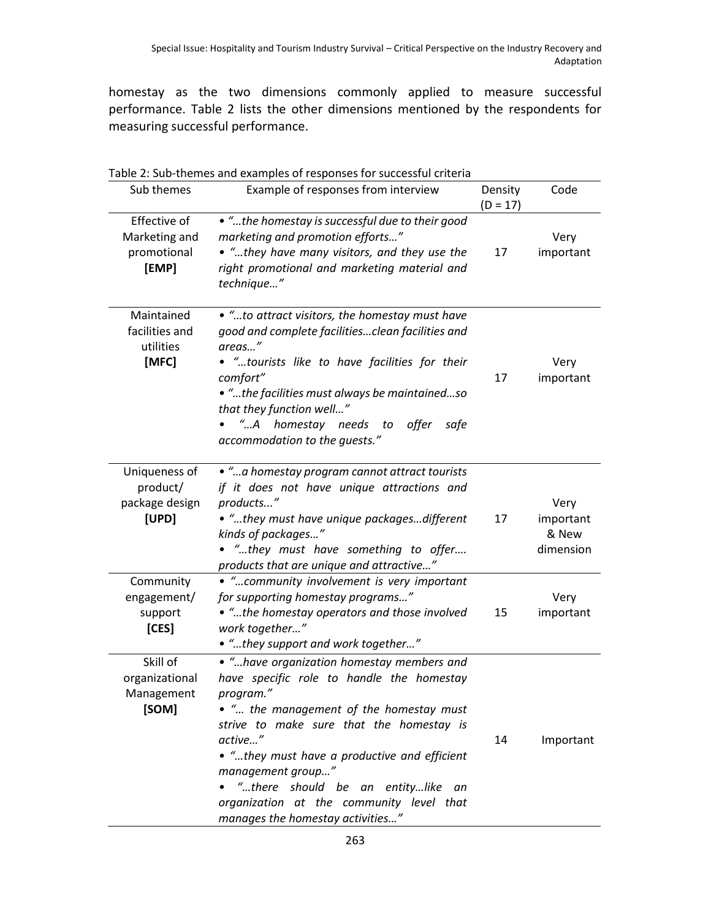homestay as the two dimensions commonly applied to measure successful performance. Table 2 lists the other dimensions mentioned by the respondents for measuring successful performance.

Table 2: Sub-themes and examples of responses for successful criteria

| Sub themes | Example of responses from interview | Density (D = 17) | Code |
|---|---|---|---|
| Effective of Marketing and promotional **[EMP]** | • *"…the homestay is successful due to their good marketing and promotion efforts…"* • *"…they have many visitors, and they use the right promotional and marketing material and technique…"* | 17 | Very important |
| Maintained facilities and utilities **[MFC]** | • *"…to attract visitors, the homestay must have good and complete facilities…clean facilities and areas…"* • *"…tourists like to have facilities for their comfort"* • *"…the facilities must always be maintained…so that they function well…"* • *"…A homestay needs to offer safe accommodation to the guests."* | 17 | Very important |
| Uniqueness of product/ package design **[UPD]** | • *"…a homestay program cannot attract tourists if it does not have unique attractions and products..."* • *"…they must have unique packages…different kinds of packages…"* • *"…they must have something to offer…. products that are unique and attractive…"* | 17 | Very important & New dimension |
| Community engagement/ support **[CES]** | • *"…community involvement is very important for supporting homestay programs…"* • *"…the homestay operators and those involved work together…"* • *"…they support and work together…"* | 15 | Very important |
| Skill of organizational Management **[SOM]** | • *"…have organization homestay members and have specific role to handle the homestay program."* • *"… the management of the homestay must strive to make sure that the homestay is active…"* • *"…they must have a productive and efficient management group…"* • *"…there should be an entity…like an organization at the community level that manages the homestay activities…"* | 14 | Important |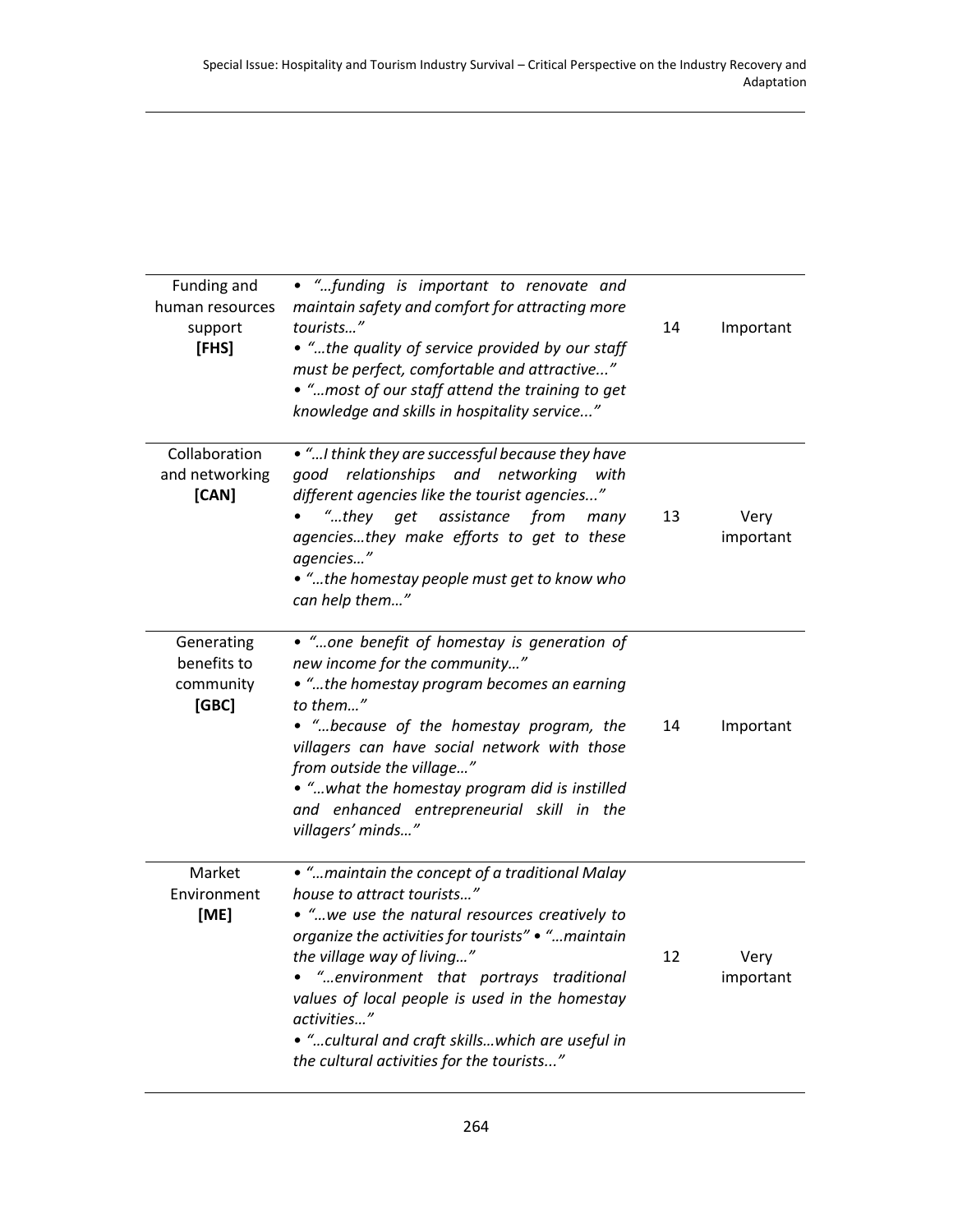| | | | |
|---|---|---|---|
| Funding and human resources support **[FHS]** | • *"…funding is important to renovate and maintain safety and comfort for attracting more tourists…"* <br> • *"…the quality of service provided by our staff must be perfect, comfortable and attractive..."* <br> • *"…most of our staff attend the training to get knowledge and skills in hospitality service..."* | 14 | Important |
| Collaboration and networking **[CAN]** | • *"…I think they are successful because they have good relationships and networking with different agencies like the tourist agencies..."* <br> • *"…they get assistance from many agencies…they make efforts to get to these agencies…"* <br> • *"…the homestay people must get to know who can help them…"* | 13 | Very important |
| Generating benefits to community **[GBC]** | • *"…one benefit of homestay is generation of new income for the community…"* <br> • *"…the homestay program becomes an earning to them…"* <br> • *"…because of the homestay program, the villagers can have social network with those from outside the village…"* <br> • *"…what the homestay program did is instilled and enhanced entrepreneurial skill in the villagers' minds…"* | 14 | Important |
| Market Environment **[ME]** | • *"…maintain the concept of a traditional Malay house to attract tourists…"* <br> • *"…we use the natural resources creatively to organize the activities for tourists"* • *"…maintain the village way of living…"* <br> • *"…environment that portrays traditional values of local people is used in the homestay activities…"* <br> • *"…cultural and craft skills…which are useful in the cultural activities for the tourists..."* | 12 | Very important |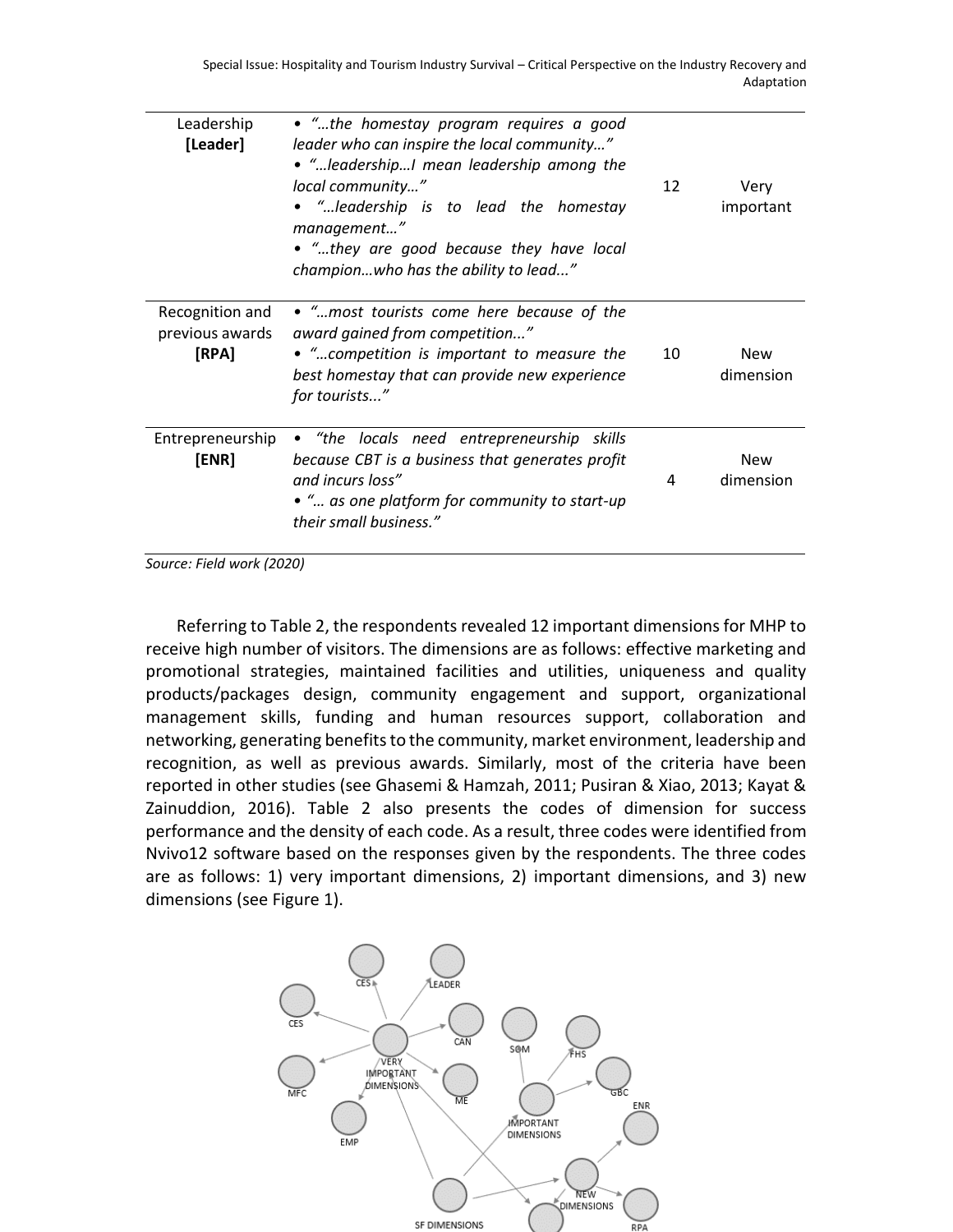| Leadership **[Leader]** | • *"…the homestay program requires a good leader who can inspire the local community…"* • *"…leadership…I mean leadership among the local community…"* • *"…leadership is to lead the homestay management…"* • *"…they are good because they have local champion…who has the ability to lead..."* | 12 | Very important |
|---|---|---|---|
| Recognition and previous awards **[RPA]** | • *"…most tourists come here because of the award gained from competition..."* • *"…competition is important to measure the best homestay that can provide new experience for tourists..."* | 10 | New dimension |
| Entrepreneurship **[ENR]** | • *"the locals need entrepreneurship skills because CBT is a business that generates profit and incurs loss"* • *"… as one platform for community to start-up their small business."* | 4 | New dimension |

*Source: Field work (2020)*

Referring to Table 2, the respondents revealed 12 important dimensions for MHP to receive high number of visitors. The dimensions are as follows: effective marketing and promotional strategies, maintained facilities and utilities, uniqueness and quality products/packages design, community engagement and support, organizational management skills, funding and human resources support, collaboration and networking, generating benefits to the community, market environment, leadership and recognition, as well as previous awards. Similarly, most of the criteria have been reported in other studies (see Ghasemi & Hamzah, 2011; Pusiran & Xiao, 2013; Kayat & Zainuddion, 2016). Table 2 also presents the codes of dimension for success performance and the density of each code. As a result, three codes were identified from Nvivo12 software based on the responses given by the respondents. The three codes are as follows: 1) very important dimensions, 2) important dimensions, and 3) new dimensions (see Figure 1).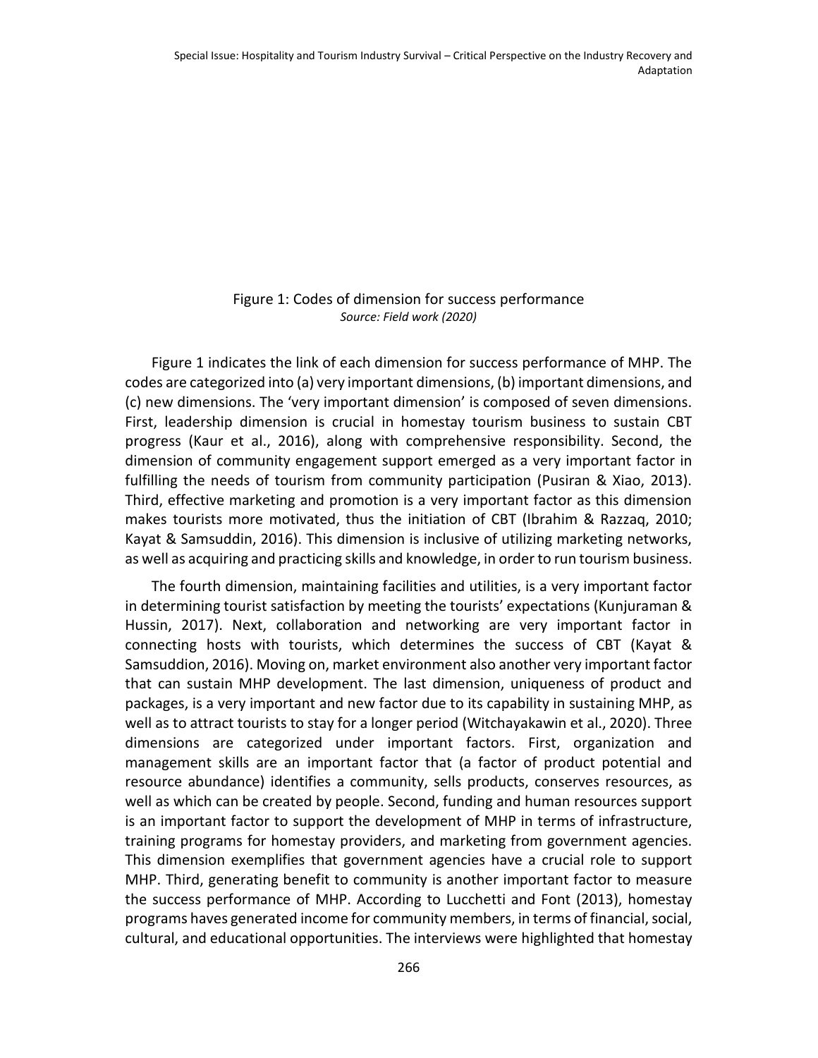Figure 1: Codes of dimension for success performance
*Source: Field work (2020)*

Figure 1 indicates the link of each dimension for success performance of MHP. The codes are categorized into (a) very important dimensions, (b) important dimensions, and (c) new dimensions. The 'very important dimension' is composed of seven dimensions. First, leadership dimension is crucial in homestay tourism business to sustain CBT progress (Kaur et al., 2016), along with comprehensive responsibility. Second, the dimension of community engagement support emerged as a very important factor in fulfilling the needs of tourism from community participation (Pusiran & Xiao, 2013). Third, effective marketing and promotion is a very important factor as this dimension makes tourists more motivated, thus the initiation of CBT (Ibrahim & Razzaq, 2010; Kayat & Samsuddin, 2016). This dimension is inclusive of utilizing marketing networks, as well as acquiring and practicing skills and knowledge, in order to run tourism business.

The fourth dimension, maintaining facilities and utilities, is a very important factor in determining tourist satisfaction by meeting the tourists' expectations (Kunjuraman & Hussin, 2017). Next, collaboration and networking are very important factor in connecting hosts with tourists, which determines the success of CBT (Kayat & Samsuddion, 2016). Moving on, market environment also another very important factor that can sustain MHP development. The last dimension, uniqueness of product and packages, is a very important and new factor due to its capability in sustaining MHP, as well as to attract tourists to stay for a longer period (Witchayakawin et al., 2020). Three dimensions are categorized under important factors. First, organization and management skills are an important factor that (a factor of product potential and resource abundance) identifies a community, sells products, conserves resources, as well as which can be created by people. Second, funding and human resources support is an important factor to support the development of MHP in terms of infrastructure, training programs for homestay providers, and marketing from government agencies. This dimension exemplifies that government agencies have a crucial role to support MHP. Third, generating benefit to community is another important factor to measure the success performance of MHP. According to Lucchetti and Font (2013), homestay programs haves generated income for community members, in terms of financial, social, cultural, and educational opportunities. The interviews were highlighted that homestay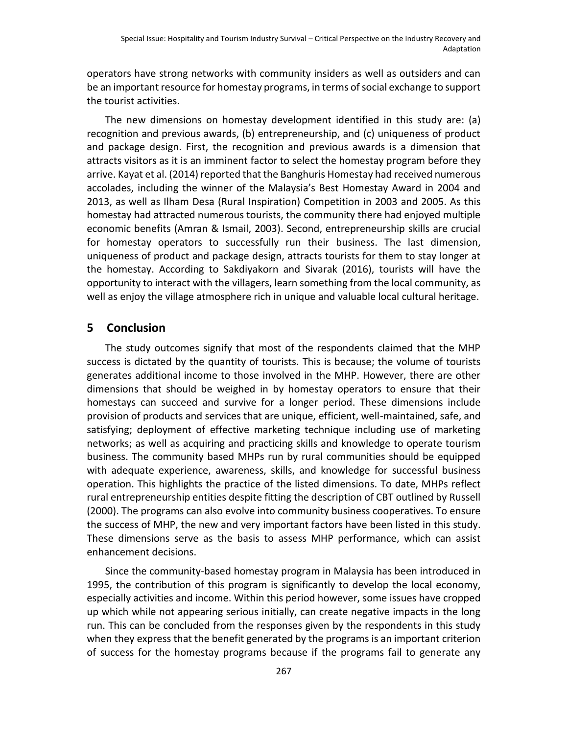operators have strong networks with community insiders as well as outsiders and can be an important resource for homestay programs, in terms of social exchange to support the tourist activities.

The new dimensions on homestay development identified in this study are: (a) recognition and previous awards, (b) entrepreneurship, and (c) uniqueness of product and package design. First, the recognition and previous awards is a dimension that attracts visitors as it is an imminent factor to select the homestay program before they arrive. Kayat et al. (2014) reported that the Banghuris Homestay had received numerous accolades, including the winner of the Malaysia's Best Homestay Award in 2004 and 2013, as well as Ilham Desa (Rural Inspiration) Competition in 2003 and 2005. As this homestay had attracted numerous tourists, the community there had enjoyed multiple economic benefits (Amran & Ismail, 2003). Second, entrepreneurship skills are crucial for homestay operators to successfully run their business. The last dimension, uniqueness of product and package design, attracts tourists for them to stay longer at the homestay. According to Sakdiyakorn and Sivarak (2016), tourists will have the opportunity to interact with the villagers, learn something from the local community, as well as enjoy the village atmosphere rich in unique and valuable local cultural heritage.

## 5 Conclusion

The study outcomes signify that most of the respondents claimed that the MHP success is dictated by the quantity of tourists. This is because; the volume of tourists generates additional income to those involved in the MHP. However, there are other dimensions that should be weighed in by homestay operators to ensure that their homestays can succeed and survive for a longer period. These dimensions include provision of products and services that are unique, efficient, well-maintained, safe, and satisfying; deployment of effective marketing technique including use of marketing networks; as well as acquiring and practicing skills and knowledge to operate tourism business. The community based MHPs run by rural communities should be equipped with adequate experience, awareness, skills, and knowledge for successful business operation. This highlights the practice of the listed dimensions. To date, MHPs reflect rural entrepreneurship entities despite fitting the description of CBT outlined by Russell (2000). The programs can also evolve into community business cooperatives. To ensure the success of MHP, the new and very important factors have been listed in this study. These dimensions serve as the basis to assess MHP performance, which can assist enhancement decisions.

Since the community-based homestay program in Malaysia has been introduced in 1995, the contribution of this program is significantly to develop the local economy, especially activities and income. Within this period however, some issues have cropped up which while not appearing serious initially, can create negative impacts in the long run. This can be concluded from the responses given by the respondents in this study when they express that the benefit generated by the programs is an important criterion of success for the homestay programs because if the programs fail to generate any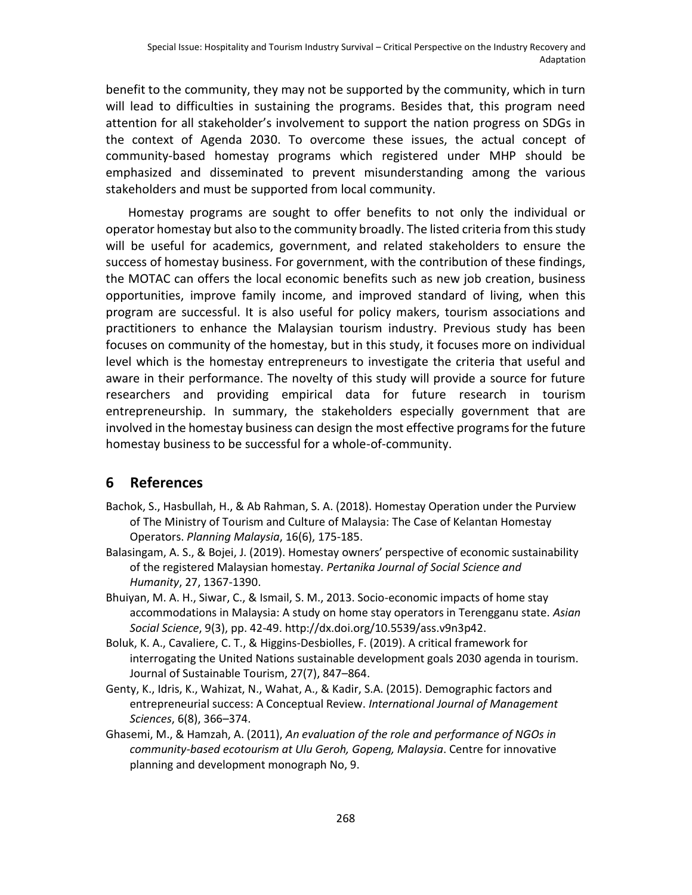benefit to the community, they may not be supported by the community, which in turn will lead to difficulties in sustaining the programs. Besides that, this program need attention for all stakeholder's involvement to support the nation progress on SDGs in the context of Agenda 2030. To overcome these issues, the actual concept of community-based homestay programs which registered under MHP should be emphasized and disseminated to prevent misunderstanding among the various stakeholders and must be supported from local community.

Homestay programs are sought to offer benefits to not only the individual or operator homestay but also to the community broadly. The listed criteria from this study will be useful for academics, government, and related stakeholders to ensure the success of homestay business. For government, with the contribution of these findings, the MOTAC can offers the local economic benefits such as new job creation, business opportunities, improve family income, and improved standard of living, when this program are successful. It is also useful for policy makers, tourism associations and practitioners to enhance the Malaysian tourism industry. Previous study has been focuses on community of the homestay, but in this study, it focuses more on individual level which is the homestay entrepreneurs to investigate the criteria that useful and aware in their performance. The novelty of this study will provide a source for future researchers and providing empirical data for future research in tourism entrepreneurship. In summary, the stakeholders especially government that are involved in the homestay business can design the most effective programs for the future homestay business to be successful for a whole-of-community.

## 6 References

Bachok, S., Hasbullah, H., & Ab Rahman, S. A. (2018). Homestay Operation under the Purview of The Ministry of Tourism and Culture of Malaysia: The Case of Kelantan Homestay Operators. *Planning Malaysia*, 16(6), 175-185.

Balasingam, A. S., & Bojei, J. (2019). Homestay owners' perspective of economic sustainability of the registered Malaysian homestay. *Pertanika Journal of Social Science and Humanity*, 27, 1367-1390.

Bhuiyan, M. A. H., Siwar, C., & Ismail, S. M., 2013. Socio-economic impacts of home stay accommodations in Malaysia: A study on home stay operators in Terengganu state. *Asian Social Science*, 9(3), pp. 42-49. http://dx.doi.org/10.5539/ass.v9n3p42.

Boluk, K. A., Cavaliere, C. T., & Higgins-Desbiolles, F. (2019). A critical framework for interrogating the United Nations sustainable development goals 2030 agenda in tourism. Journal of Sustainable Tourism, 27(7), 847–864.

Genty, K., Idris, K., Wahizat, N., Wahat, A., & Kadir, S.A. (2015). Demographic factors and entrepreneurial success: A Conceptual Review. *International Journal of Management Sciences*, 6(8), 366–374.

Ghasemi, M., & Hamzah, A. (2011), *An evaluation of the role and performance of NGOs in community-based ecotourism at Ulu Geroh, Gopeng, Malaysia*. Centre for innovative planning and development monograph No, 9.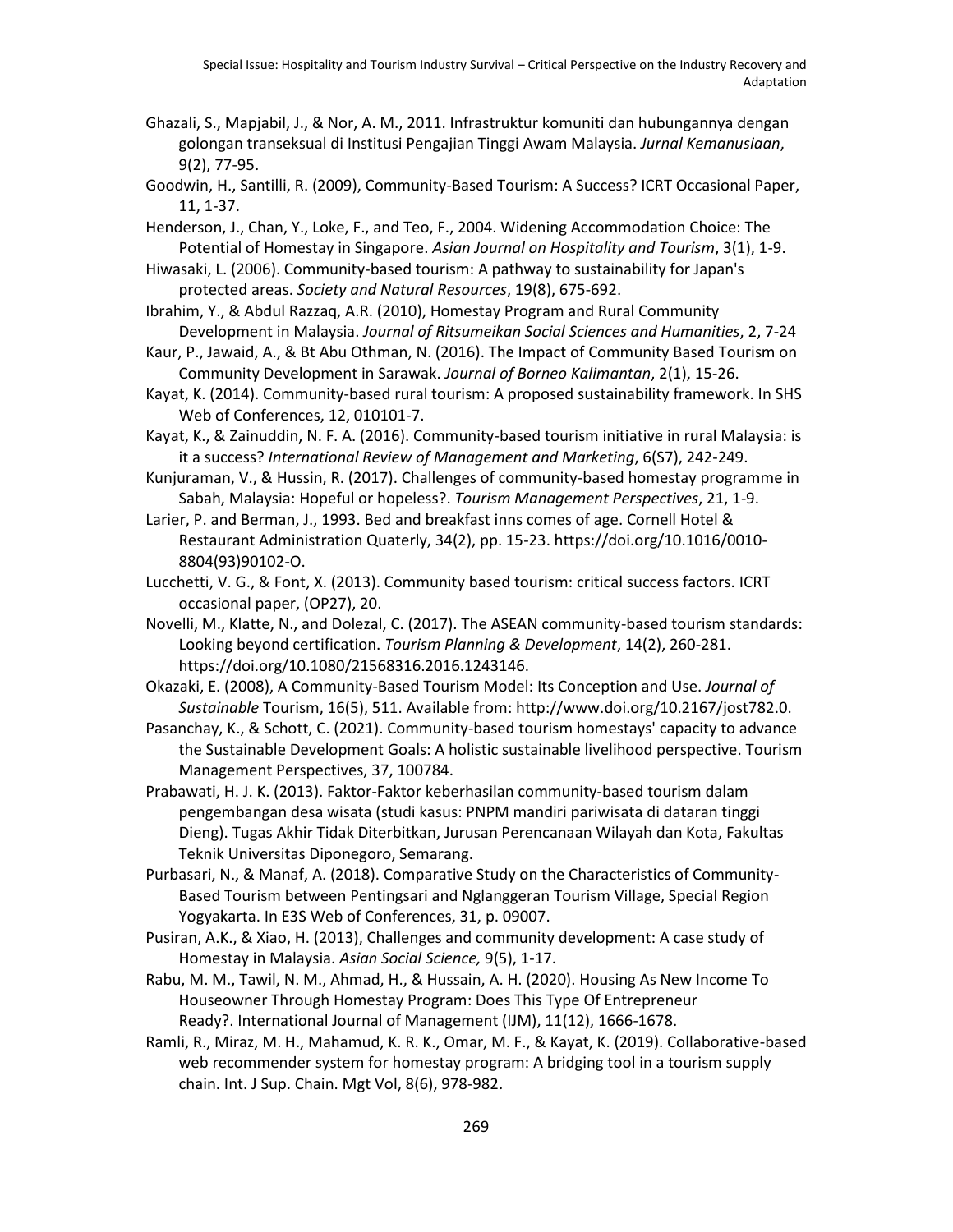Ghazali, S., Mapjabil, J., & Nor, A. M., 2011. Infrastruktur komuniti dan hubungannya dengan golongan transeksual di Institusi Pengajian Tinggi Awam Malaysia. *Jurnal Kemanusiaan*, 9(2), 77-95.

Goodwin, H., Santilli, R. (2009), Community-Based Tourism: A Success? ICRT Occasional Paper, 11, 1-37.

Henderson, J., Chan, Y., Loke, F., and Teo, F., 2004. Widening Accommodation Choice: The Potential of Homestay in Singapore. *Asian Journal on Hospitality and Tourism*, 3(1), 1-9.

Hiwasaki, L. (2006). Community-based tourism: A pathway to sustainability for Japan's protected areas. *Society and Natural Resources*, 19(8), 675-692.

Ibrahim, Y., & Abdul Razzaq, A.R. (2010), Homestay Program and Rural Community Development in Malaysia. *Journal of Ritsumeikan Social Sciences and Humanities*, 2, 7-24

Kaur, P., Jawaid, A., & Bt Abu Othman, N. (2016). The Impact of Community Based Tourism on Community Development in Sarawak. *Journal of Borneo Kalimantan*, 2(1), 15-26.

Kayat, K. (2014). Community-based rural tourism: A proposed sustainability framework. In SHS Web of Conferences, 12, 010101-7.

Kayat, K., & Zainuddin, N. F. A. (2016). Community-based tourism initiative in rural Malaysia: is it a success? *International Review of Management and Marketing*, 6(S7), 242-249.

Kunjuraman, V., & Hussin, R. (2017). Challenges of community-based homestay programme in Sabah, Malaysia: Hopeful or hopeless?. *Tourism Management Perspectives*, 21, 1-9.

Larier, P. and Berman, J., 1993. Bed and breakfast inns comes of age. Cornell Hotel & Restaurant Administration Quaterly, 34(2), pp. 15-23. https://doi.org/10.1016/0010-8804(93)90102-O.

Lucchetti, V. G., & Font, X. (2013). Community based tourism: critical success factors. ICRT occasional paper, (OP27), 20.

Novelli, M., Klatte, N., and Dolezal, C. (2017). The ASEAN community-based tourism standards: Looking beyond certification. *Tourism Planning & Development*, 14(2), 260-281. https://doi.org/10.1080/21568316.2016.1243146.

Okazaki, E. (2008), A Community-Based Tourism Model: Its Conception and Use. *Journal of Sustainable* Tourism, 16(5), 511. Available from: http://www.doi.org/10.2167/jost782.0.

Pasanchay, K., & Schott, C. (2021). Community-based tourism homestays' capacity to advance the Sustainable Development Goals: A holistic sustainable livelihood perspective. Tourism Management Perspectives, 37, 100784.

Prabawati, H. J. K. (2013). Faktor-Faktor keberhasilan community-based tourism dalam pengembangan desa wisata (studi kasus: PNPM mandiri pariwisata di dataran tinggi Dieng). Tugas Akhir Tidak Diterbitkan, Jurusan Perencanaan Wilayah dan Kota, Fakultas Teknik Universitas Diponegoro, Semarang.

Purbasari, N., & Manaf, A. (2018). Comparative Study on the Characteristics of Community-Based Tourism between Pentingsari and Nglanggeran Tourism Village, Special Region Yogyakarta. In E3S Web of Conferences, 31, p. 09007.

Pusiran, A.K., & Xiao, H. (2013), Challenges and community development: A case study of Homestay in Malaysia. *Asian Social Science,* 9(5), 1-17.

Rabu, M. M., Tawil, N. M., Ahmad, H., & Hussain, A. H. (2020). Housing As New Income To Houseowner Through Homestay Program: Does This Type Of Entrepreneur Ready?. International Journal of Management (IJM), 11(12), 1666-1678.

Ramli, R., Miraz, M. H., Mahamud, K. R. K., Omar, M. F., & Kayat, K. (2019). Collaborative-based web recommender system for homestay program: A bridging tool in a tourism supply chain. Int. J Sup. Chain. Mgt Vol, 8(6), 978-982.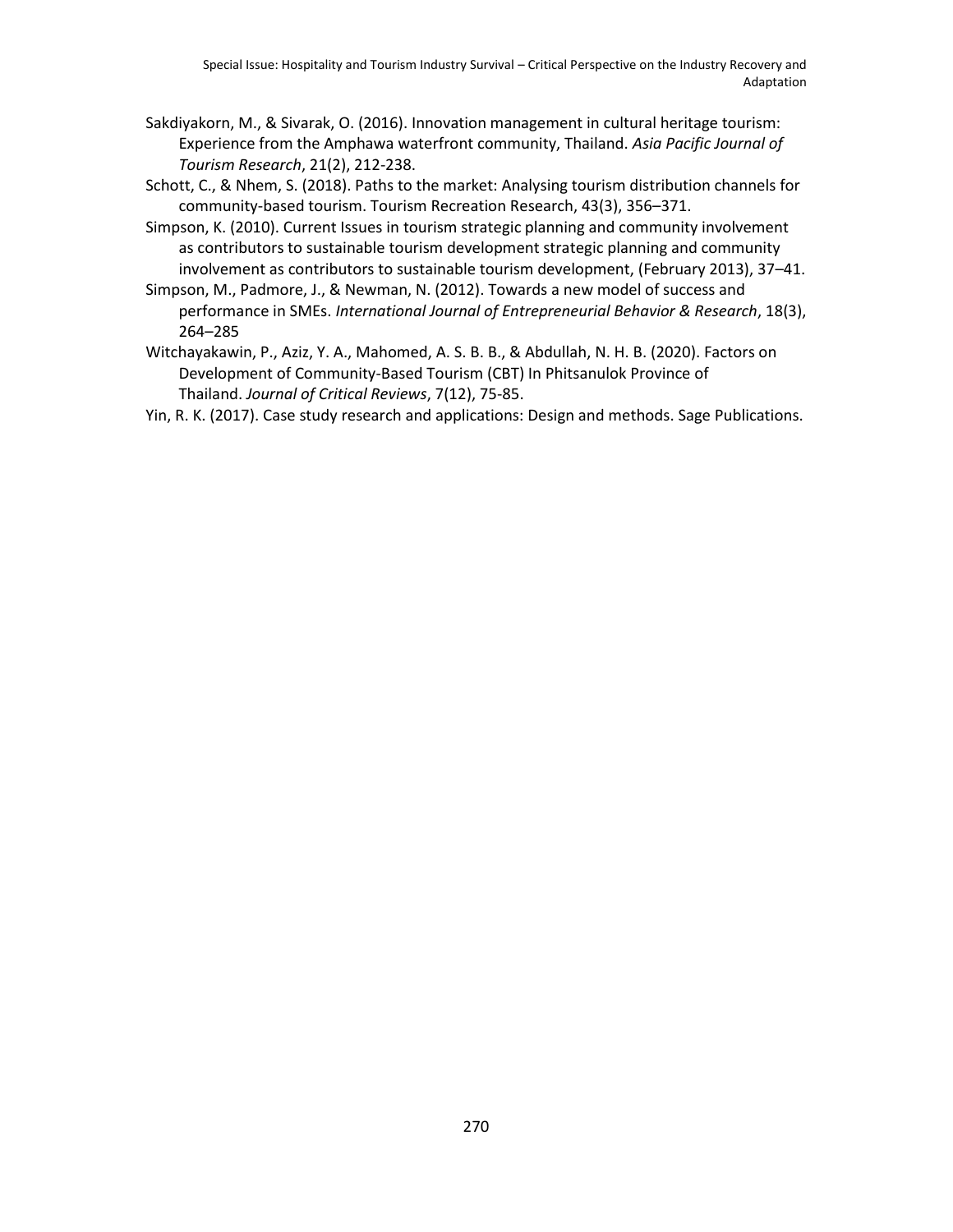Sakdiyakorn, M., & Sivarak, O. (2016). Innovation management in cultural heritage tourism: Experience from the Amphawa waterfront community, Thailand. *Asia Pacific Journal of Tourism Research*, 21(2), 212-238.

Schott, C., & Nhem, S. (2018). Paths to the market: Analysing tourism distribution channels for community-based tourism. Tourism Recreation Research, 43(3), 356–371.

Simpson, K. (2010). Current Issues in tourism strategic planning and community involvement as contributors to sustainable tourism development strategic planning and community involvement as contributors to sustainable tourism development, (February 2013), 37–41.

Simpson, M., Padmore, J., & Newman, N. (2012). Towards a new model of success and performance in SMEs. *International Journal of Entrepreneurial Behavior & Research*, 18(3), 264–285

Witchayakawin, P., Aziz, Y. A., Mahomed, A. S. B. B., & Abdullah, N. H. B. (2020). Factors on Development of Community-Based Tourism (CBT) In Phitsanulok Province of Thailand. *Journal of Critical Reviews*, 7(12), 75-85.

Yin, R. K. (2017). Case study research and applications: Design and methods. Sage Publications.